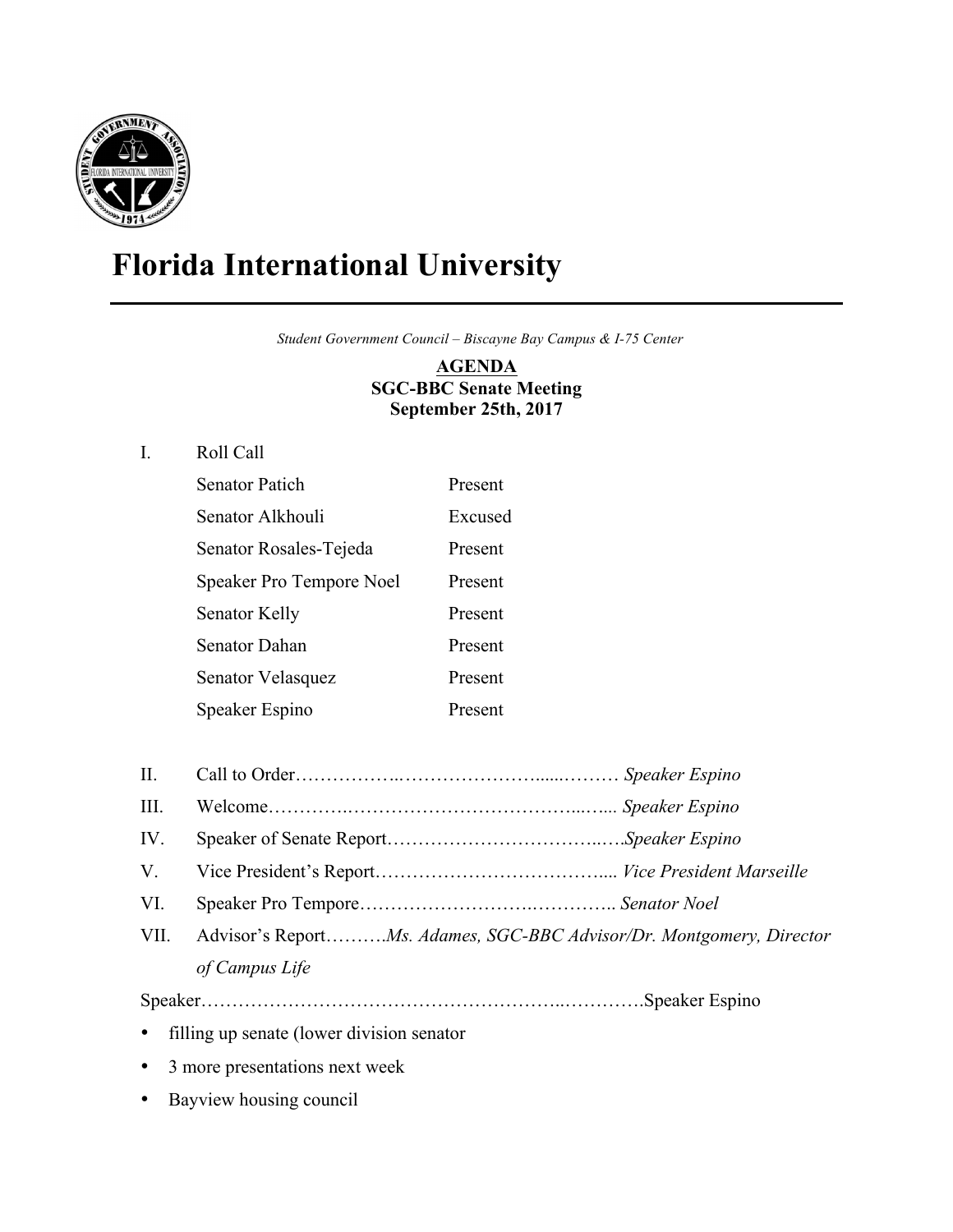# Florida International University

*Student Government Council – Biscayne Bay Campus & I-75 Center*

**AGENDA**
**SGC-BBC Senate Meeting**
**September 25th, 2017**

I. Roll Call

| | |
|---|---|
| Senator Patich | Present |
| Senator Alkhouli | Excused |
| Senator Rosales-Tejeda | Present |
| Speaker Pro Tempore Noel | Present |
| Senator Kelly | Present |
| Senator Dahan | Present |
| Senator Velasquez | Present |
| Speaker Espino | Present |

II. Call to Order……………..…………………….....……… *Speaker Espino*

III. Welcome…………..…………………………………...….... *Speaker Espino*

IV. Speaker of Senate Report……………………………..….*Speaker Espino*

V. Vice President's Report……………………………….... *Vice President Marseille*

VI. Speaker Pro Tempore…………………….………….. *Senator Noel*

VII. Advisor's Report……….*Ms. Adames, SGC-BBC Advisor/Dr. Montgomery, Director of Campus Life*

Speaker………………………………………………..………….Speaker Espino

- filling up senate (lower division senator
- 3 more presentations next week
- Bayview housing council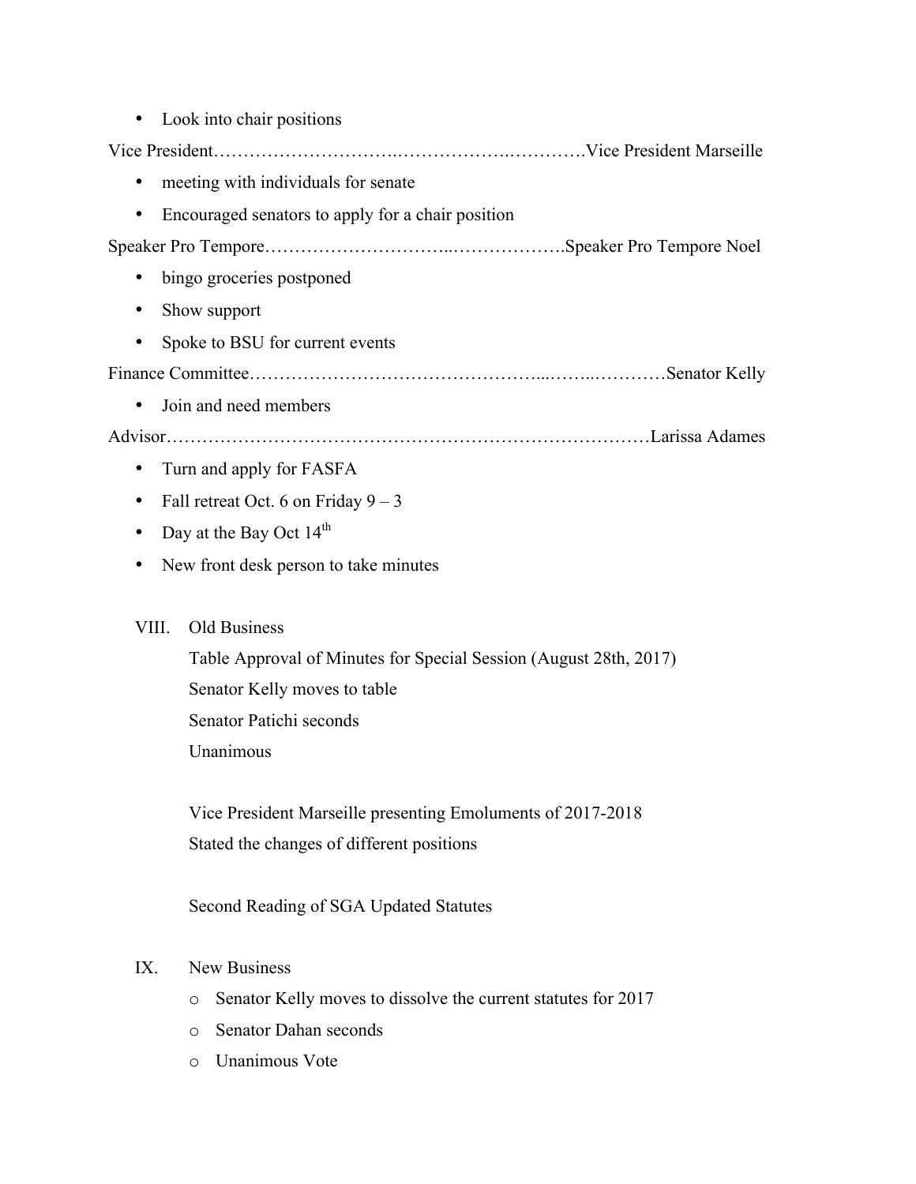- Look into chair positions

Vice President……………………….……………..………….Vice President Marseille

- meeting with individuals for senate
- Encouraged senators to apply for a chair position

Speaker Pro Tempore…………………………..……………….Speaker Pro Tempore Noel

- bingo groceries postponed
- Show support
- Spoke to BSU for current events

Finance Committee………………………………………...……..…………Senator Kelly

- Join and need members

Advisor……………………………………………………………………Larissa Adames

- Turn and apply for FASFA
- Fall retreat Oct. 6 on Friday 9 – 3
- Day at the Bay Oct 14th
- New front desk person to take minutes

VIII. Old Business

Table Approval of Minutes for Special Session (August 28th, 2017)
Senator Kelly moves to table
Senator Patichi seconds
Unanimous

Vice President Marseille presenting Emoluments of 2017-2018
Stated the changes of different positions

Second Reading of SGA Updated Statutes

IX. New Business

- Senator Kelly moves to dissolve the current statutes for 2017
- Senator Dahan seconds
- Unanimous Vote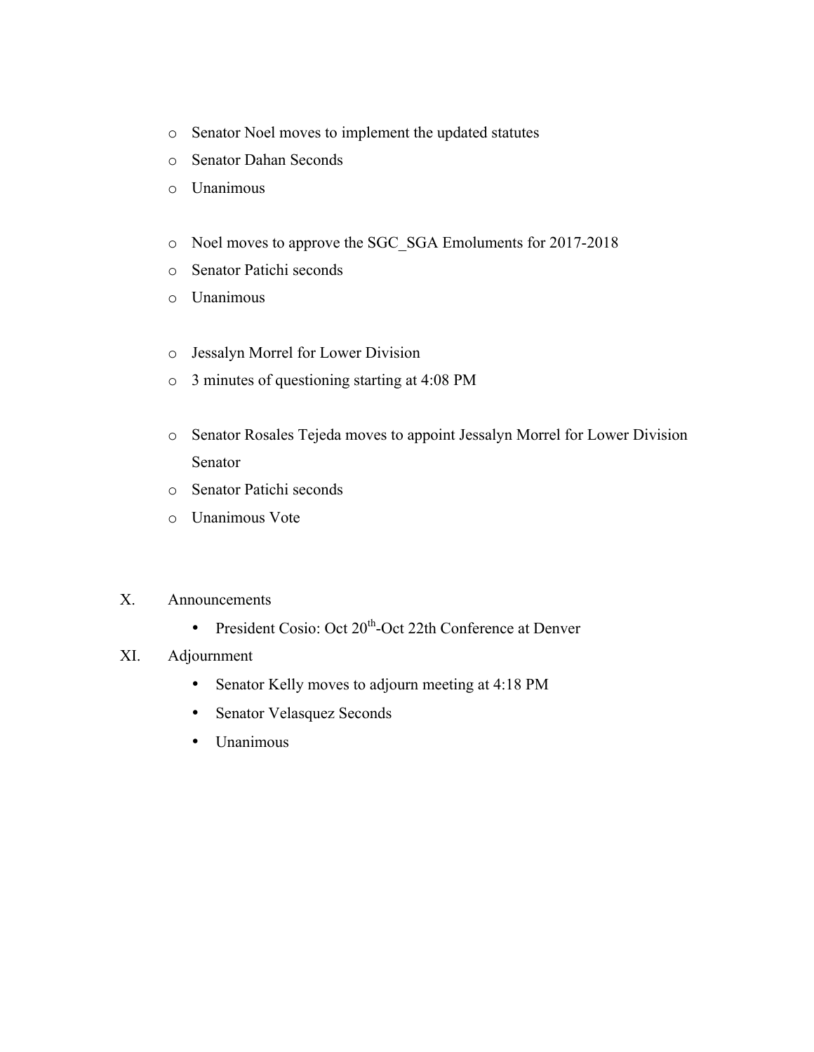- Senator Noel moves to implement the updated statutes
- Senator Dahan Seconds
- Unanimous

- Noel moves to approve the SGC_SGA Emoluments for 2017-2018
- Senator Patichi seconds
- Unanimous

- Jessalyn Morrel for Lower Division
- 3 minutes of questioning starting at 4:08 PM

- Senator Rosales Tejeda moves to appoint Jessalyn Morrel for Lower Division Senator
- Senator Patichi seconds
- Unanimous Vote

X. Announcements

- President Cosio: Oct 20th-Oct 22th Conference at Denver

XI. Adjournment

- Senator Kelly moves to adjourn meeting at 4:18 PM
- Senator Velasquez Seconds
- Unanimous